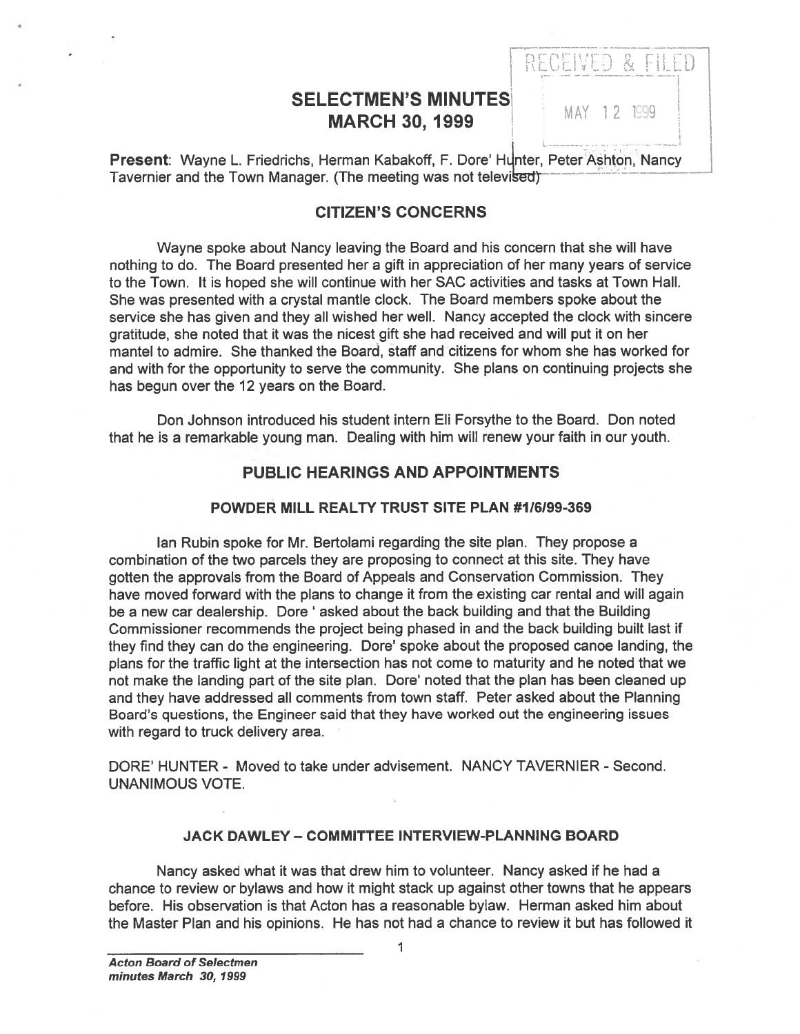RECEIVED & FILED

MAY 12 1999

# SELECTMEN'S MINUTES
# MARCH 30, 1999

**Present**: Wayne L. Friedrichs, Herman Kabakoff, F. Dore' Hunter, Peter Ashton, Nancy Tavernier and the Town Manager. (The meeting was not televised)

## CITIZEN'S CONCERNS

Wayne spoke about Nancy leaving the Board and his concern that she will have nothing to do. The Board presented her a gift in appreciation of her many years of service to the Town. It is hoped she will continue with her SAC activities and tasks at Town Hall. She was presented with a crystal mantle clock. The Board members spoke about the service she has given and they all wished her well. Nancy accepted the clock with sincere gratitude, she noted that it was the nicest gift she had received and will put it on her mantel to admire. She thanked the Board, staff and citizens for whom she has worked for and with for the opportunity to serve the community. She plans on continuing projects she has begun over the 12 years on the Board.

Don Johnson introduced his student intern Eli Forsythe to the Board. Don noted that he is a remarkable young man. Dealing with him will renew your faith in our youth.

## PUBLIC HEARINGS AND APPOINTMENTS

### POWDER MILL REALTY TRUST SITE PLAN #1/6/99-369

Ian Rubin spoke for Mr. Bertolami regarding the site plan. They propose a combination of the two parcels they are proposing to connect at this site. They have gotten the approvals from the Board of Appeals and Conservation Commission. They have moved forward with the plans to change it from the existing car rental and will again be a new car dealership. Dore ' asked about the back building and that the Building Commissioner recommends the project being phased in and the back building built last if they find they can do the engineering. Dore' spoke about the proposed canoe landing, the plans for the traffic light at the intersection has not come to maturity and he noted that we not make the landing part of the site plan. Dore' noted that the plan has been cleaned up and they have addressed all comments from town staff. Peter asked about the Planning Board's questions, the Engineer said that they have worked out the engineering issues with regard to truck delivery area.

DORE' HUNTER - Moved to take under advisement. NANCY TAVERNIER - Second. UNANIMOUS VOTE.

### JACK DAWLEY – COMMITTEE INTERVIEW-PLANNING BOARD

Nancy asked what it was that drew him to volunteer. Nancy asked if he had a chance to review or bylaws and how it might stack up against other towns that he appears before. His observation is that Acton has a reasonable bylaw. Herman asked him about the Master Plan and his opinions. He has not had a chance to review it but has followed it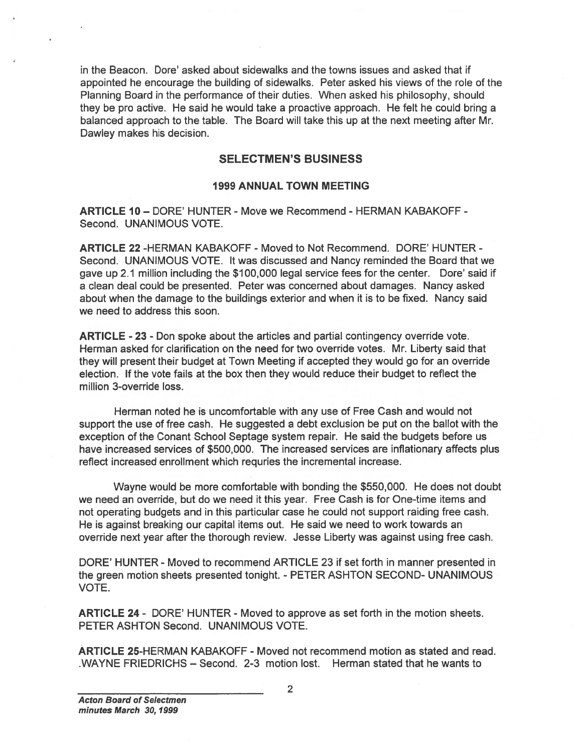in the Beacon. Dore' asked about sidewalks and the towns issues and asked that if appointed he encourage the building of sidewalks. Peter asked his views of the role of the Planning Board in the performance of their duties. When asked his philosophy, should they be pro active. He said he would take a proactive approach. He felt he could bring a balanced approach to the table. The Board will take this up at the next meeting after Mr. Dawley makes his decision.

## SELECTMEN'S BUSINESS

### 1999 ANNUAL TOWN MEETING

**ARTICLE 10** – DORE' HUNTER - Move we Recommend - HERMAN KABAKOFF - Second. UNANIMOUS VOTE.

**ARTICLE 22** -HERMAN KABAKOFF - Moved to Not Recommend. DORE' HUNTER - Second. UNANIMOUS VOTE. It was discussed and Nancy reminded the Board that we gave up 2.1 million including the $100,000 legal service fees for the center. Dore' said if a clean deal could be presented. Peter was concerned about damages. Nancy asked about when the damage to the buildings exterior and when it is to be fixed. Nancy said we need to address this soon.

**ARTICLE - 23** - Don spoke about the articles and partial contingency override vote. Herman asked for clarification on the need for two override votes. Mr. Liberty said that they will present their budget at Town Meeting if accepted they would go for an override election. If the vote fails at the box then they would reduce their budget to reflect the million 3-override loss.

Herman noted he is uncomfortable with any use of Free Cash and would not support the use of free cash. He suggested a debt exclusion be put on the ballot with the exception of the Conant School Septage system repair. He said the budgets before us have increased services of $500,000. The increased services are inflationary affects plus reflect increased enrollment which requries the incremental increase.

Wayne would be more comfortable with bonding the $550,000. He does not doubt we need an override, but do we need it this year. Free Cash is for One-time items and not operating budgets and in this particular case he could not support raiding free cash. He is against breaking our capital items out. He said we need to work towards an override next year after the thorough review. Jesse Liberty was against using free cash.

DORE' HUNTER - Moved to recommend ARTICLE 23 if set forth in manner presented in the green motion sheets presented tonight. - PETER ASHTON SECOND- UNANIMOUS VOTE.

**ARTICLE 24** - DORE' HUNTER - Moved to approve as set forth in the motion sheets. PETER ASHTON Second. UNANIMOUS VOTE.

**ARTICLE 25**-HERMAN KABAKOFF - Moved not recommend motion as stated and read. .WAYNE FRIEDRICHS – Second. 2-3 motion lost. Herman stated that he wants to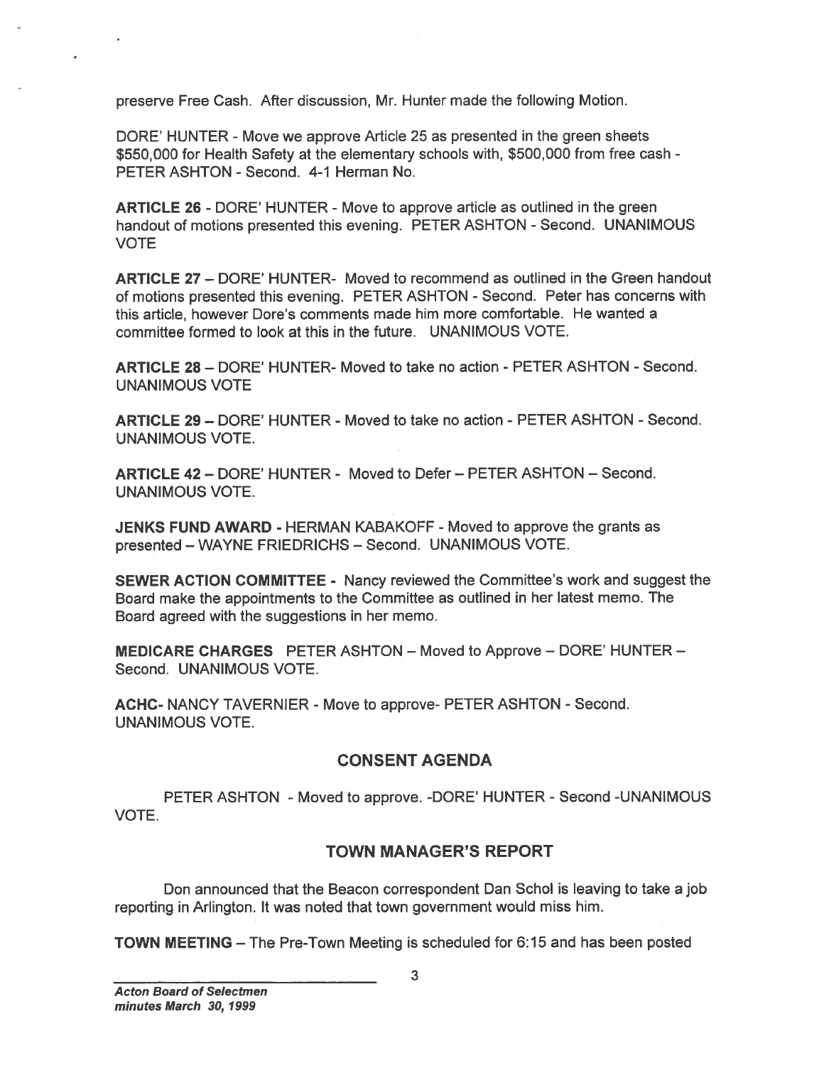preserve Free Cash. After discussion, Mr. Hunter made the following Motion.

DORE' HUNTER - Move we approve Article 25 as presented in the green sheets $550,000 for Health Safety at the elementary schools with, $500,000 from free cash - PETER ASHTON - Second. 4-1 Herman No.

**ARTICLE 26** - DORE' HUNTER - Move to approve article as outlined in the green handout of motions presented this evening. PETER ASHTON - Second. UNANIMOUS VOTE

**ARTICLE 27** – DORE' HUNTER- Moved to recommend as outlined in the Green handout of motions presented this evening. PETER ASHTON - Second. Peter has concerns with this article, however Dore's comments made him more comfortable. He wanted a committee formed to look at this in the future. UNANIMOUS VOTE.

**ARTICLE 28** – DORE' HUNTER- Moved to take no action - PETER ASHTON - Second. UNANIMOUS VOTE

**ARTICLE 29** – DORE' HUNTER - Moved to take no action - PETER ASHTON - Second. UNANIMOUS VOTE.

**ARTICLE 42** – DORE' HUNTER - Moved to Defer – PETER ASHTON – Second. UNANIMOUS VOTE.

**JENKS FUND AWARD** - HERMAN KABAKOFF - Moved to approve the grants as presented – WAYNE FRIEDRICHS – Second. UNANIMOUS VOTE.

**SEWER ACTION COMMITTEE** - Nancy reviewed the Committee's work and suggest the Board make the appointments to the Committee as outlined in her latest memo. The Board agreed with the suggestions in her memo.

**MEDICARE CHARGES** PETER ASHTON – Moved to Approve – DORE' HUNTER – Second. UNANIMOUS VOTE.

**ACHC**- NANCY TAVERNIER - Move to approve- PETER ASHTON - Second. UNANIMOUS VOTE.

## CONSENT AGENDA

PETER ASHTON - Moved to approve. -DORE' HUNTER - Second -UNANIMOUS VOTE.

## TOWN MANAGER'S REPORT

Don announced that the Beacon correspondent Dan Schol is leaving to take a job reporting in Arlington. It was noted that town government would miss him.

**TOWN MEETING** – The Pre-Town Meeting is scheduled for 6:15 and has been posted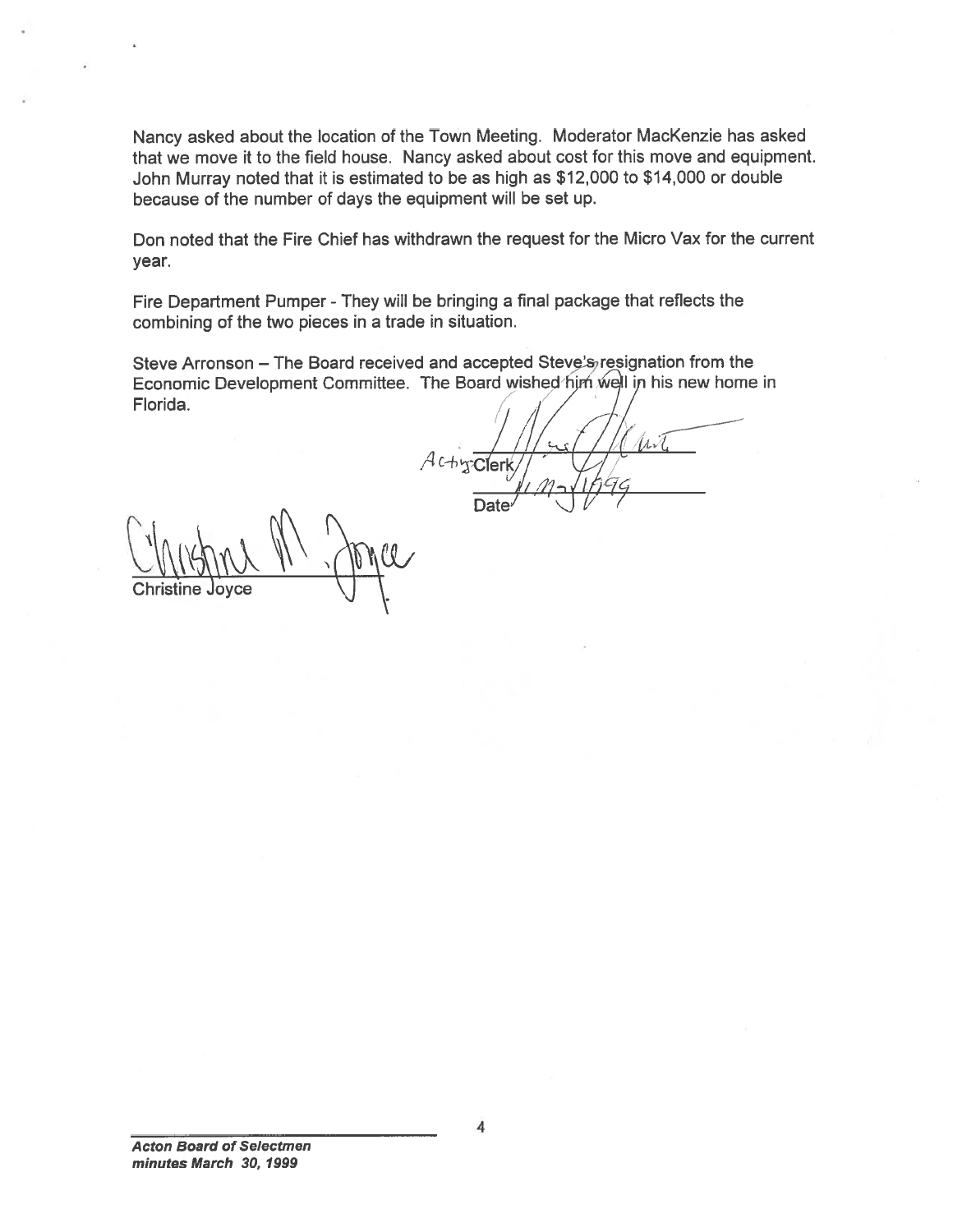Nancy asked about the location of the Town Meeting. Moderator MacKenzie has asked that we move it to the field house. Nancy asked about cost for this move and equipment. John Murray noted that it is estimated to be as high as $12,000 to $14,000 or double because of the number of days the equipment will be set up.

Don noted that the Fire Chief has withdrawn the request for the Micro Vax for the current year.

Fire Department Pumper - They will be bringing a final package that reflects the combining of the two pieces in a trade in situation.

Steve Arronson – The Board received and accepted Steve's resignation from the Economic Development Committee. The Board wished him well in his new home in Florida.

Acting Clerk

Date

Christine Joyce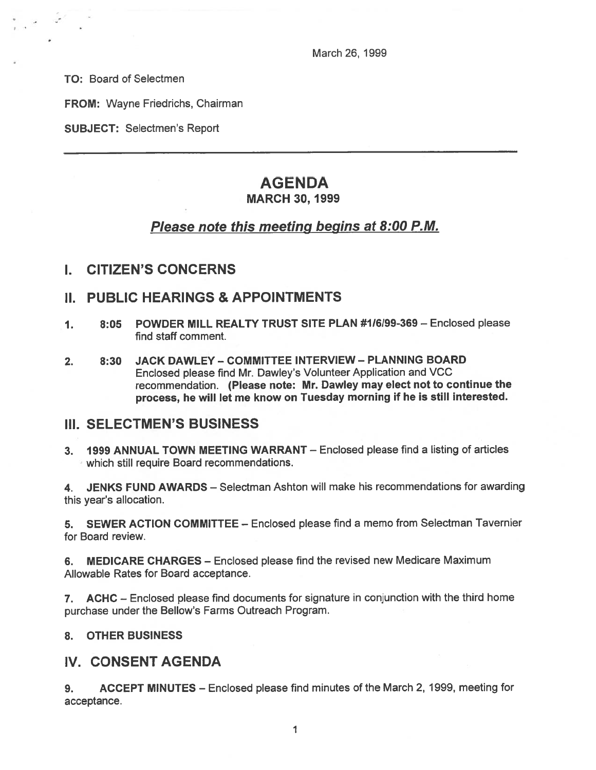March 26, 1999

**TO:** Board of Selectmen

**FROM:** Wayne Friedrichs, Chairman

**SUBJECT:** Selectmen's Report

---

# AGENDA
## MARCH 30, 1999

***Please note this meeting begins at 8:00 P.M.***

## I. CITIZEN'S CONCERNS

## II. PUBLIC HEARINGS & APPOINTMENTS

1. **8:05 POWDER MILL REALTY TRUST SITE PLAN #1/6/99-369** – Enclosed please find staff comment.

2. **8:30 JACK DAWLEY – COMMITTEE INTERVIEW – PLANNING BOARD** Enclosed please find Mr. Dawley's Volunteer Application and VCC recommendation. **(Please note: Mr. Dawley may elect not to continue the process, he will let me know on Tuesday morning if he is still interested.**

## III. SELECTMEN'S BUSINESS

3. **1999 ANNUAL TOWN MEETING WARRANT** – Enclosed please find a listing of articles which still require Board recommendations.

4. **JENKS FUND AWARDS** – Selectman Ashton will make his recommendations for awarding this year's allocation.

5. **SEWER ACTION COMMITTEE** – Enclosed please find a memo from Selectman Tavernier for Board review.

6. **MEDICARE CHARGES** – Enclosed please find the revised new Medicare Maximum Allowable Rates for Board acceptance.

7. **ACHC** – Enclosed please find documents for signature in conjunction with the third home purchase under the Bellow's Farms Outreach Program.

8. **OTHER BUSINESS**

## IV. CONSENT AGENDA

9. **ACCEPT MINUTES** – Enclosed please find minutes of the March 2, 1999, meeting for acceptance.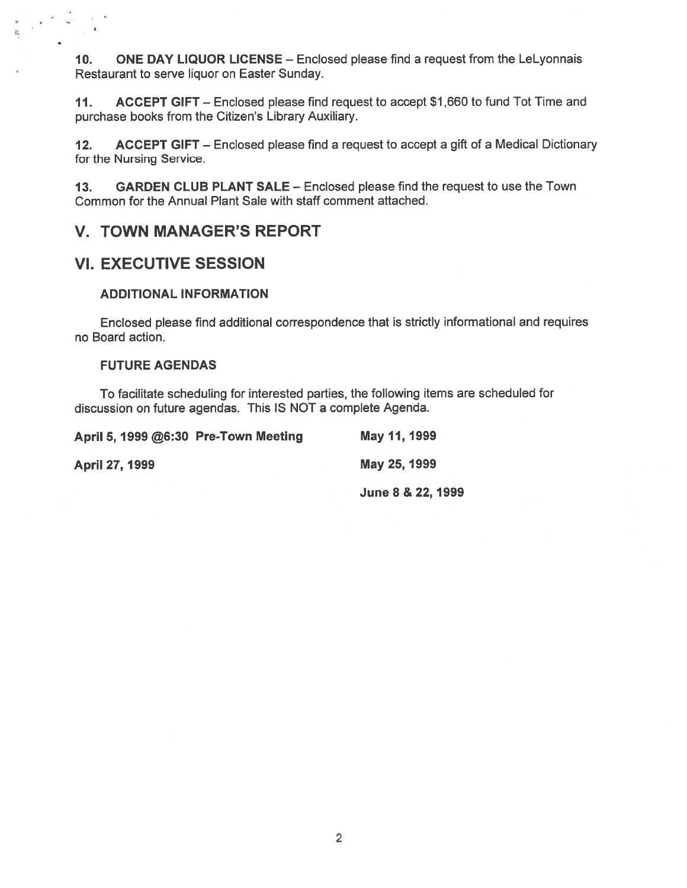**10. ONE DAY LIQUOR LICENSE** – Enclosed please find a request from the LeLyonnais Restaurant to serve liquor on Easter Sunday.

**11. ACCEPT GIFT** – Enclosed please find request to accept $1,660 to fund Tot Time and purchase books from the Citizen's Library Auxiliary.

**12. ACCEPT GIFT** – Enclosed please find a request to accept a gift of a Medical Dictionary for the Nursing Service.

**13. GARDEN CLUB PLANT SALE** – Enclosed please find the request to use the Town Common for the Annual Plant Sale with staff comment attached.

## V. TOWN MANAGER'S REPORT

## VI. EXECUTIVE SESSION

### ADDITIONAL INFORMATION

Enclosed please find additional correspondence that is strictly informational and requires no Board action.

### FUTURE AGENDAS

To facilitate scheduling for interested parties, the following items are scheduled for discussion on future agendas. This IS NOT a complete Agenda.

**April 5, 1999 @6:30 Pre-Town Meeting**

**April 27, 1999**

**May 11, 1999**

**May 25, 1999**

**June 8 & 22, 1999**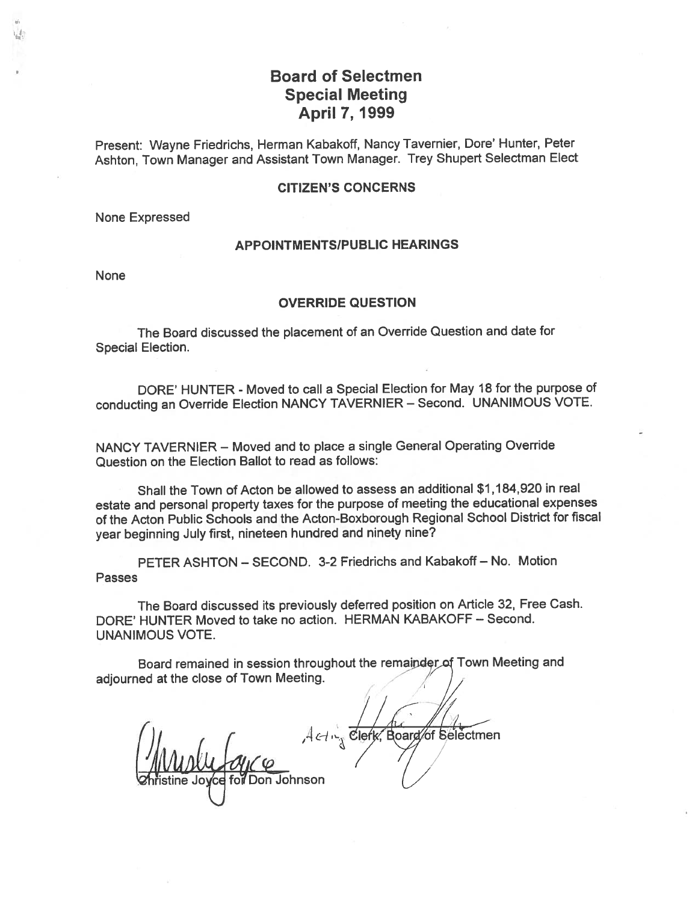# Board of Selectmen
## Special Meeting
## April 7, 1999

Present: Wayne Friedrichs, Herman Kabakoff, Nancy Tavernier, Dore' Hunter, Peter Ashton, Town Manager and Assistant Town Manager. Trey Shupert Selectman Elect

### CITIZEN'S CONCERNS

None Expressed

### APPOINTMENTS/PUBLIC HEARINGS

None

### OVERRIDE QUESTION

The Board discussed the placement of an Override Question and date for Special Election.

DORE' HUNTER - Moved to call a Special Election for May 18 for the purpose of conducting an Override Election NANCY TAVERNIER – Second. UNANIMOUS VOTE.

NANCY TAVERNIER – Moved and to place a single General Operating Override Question on the Election Ballot to read as follows:

Shall the Town of Acton be allowed to assess an additional $1,184,920 in real estate and personal property taxes for the purpose of meeting the educational expenses of the Acton Public Schools and the Acton-Boxborough Regional School District for fiscal year beginning July first, nineteen hundred and ninety nine?

PETER ASHTON – SECOND. 3-2 Friedrichs and Kabakoff – No. Motion Passes

The Board discussed its previously deferred position on Article 32, Free Cash. DORE' HUNTER Moved to take no action. HERMAN KABAKOFF – Second. UNANIMOUS VOTE.

Board remained in session throughout the remainder of Town Meeting and adjourned at the close of Town Meeting.

Acting Clerk, Board of Selectmen

Christine Joyce for Don Johnson